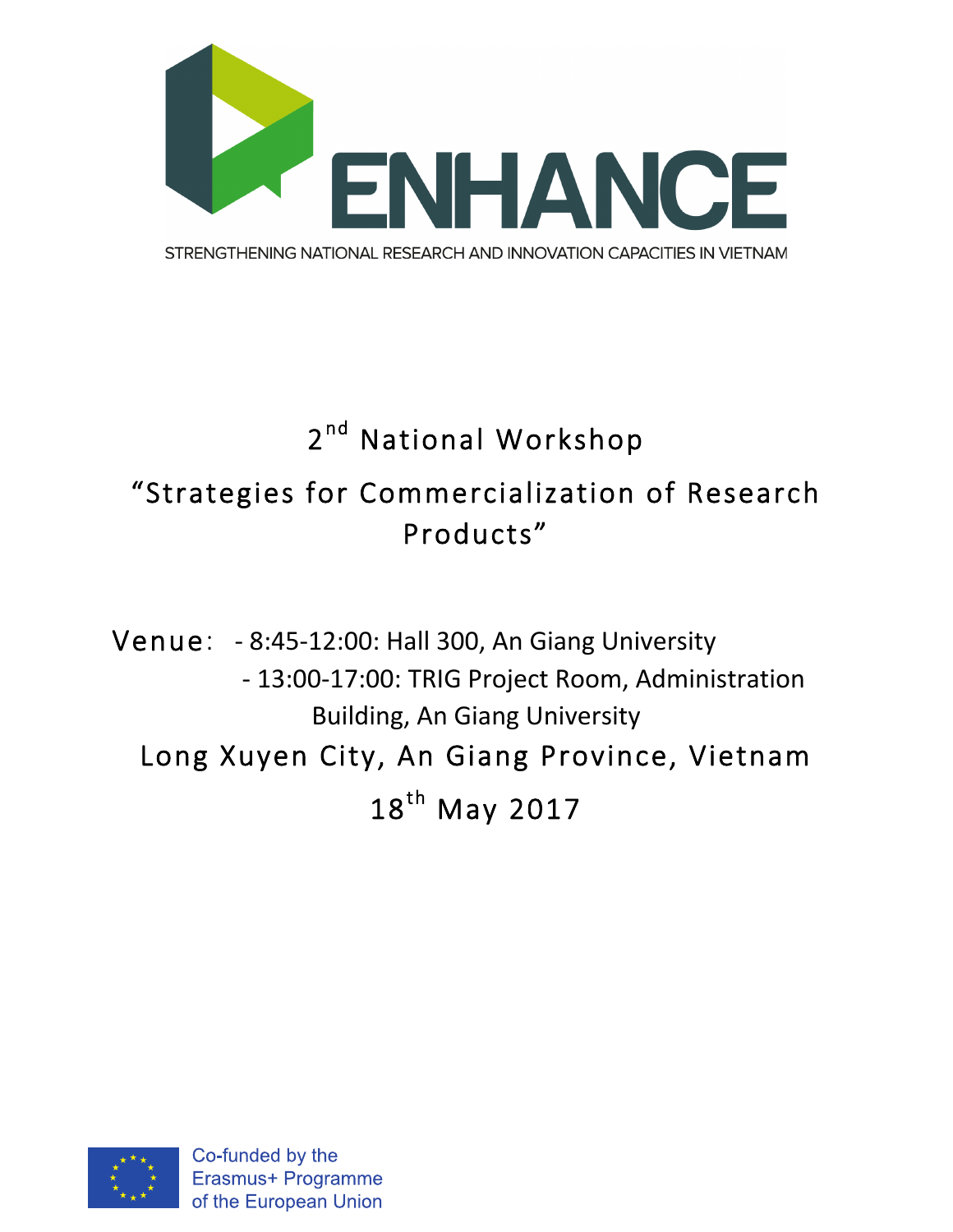# ENHANCE

STRENGTHENING NATIONAL RESEARCH AND INNOVATION CAPACITIES IN VIETNAM

## 2nd National Workshop

## "Strategies for Commercialization of Research Products"

Venue: - 8:45-12:00: Hall 300, An Giang University
- 13:00-17:00: TRIG Project Room, Administration Building, An Giang University

Long Xuyen City, An Giang Province, Vietnam

18th May 2017

Co-funded by the Erasmus+ Programme of the European Union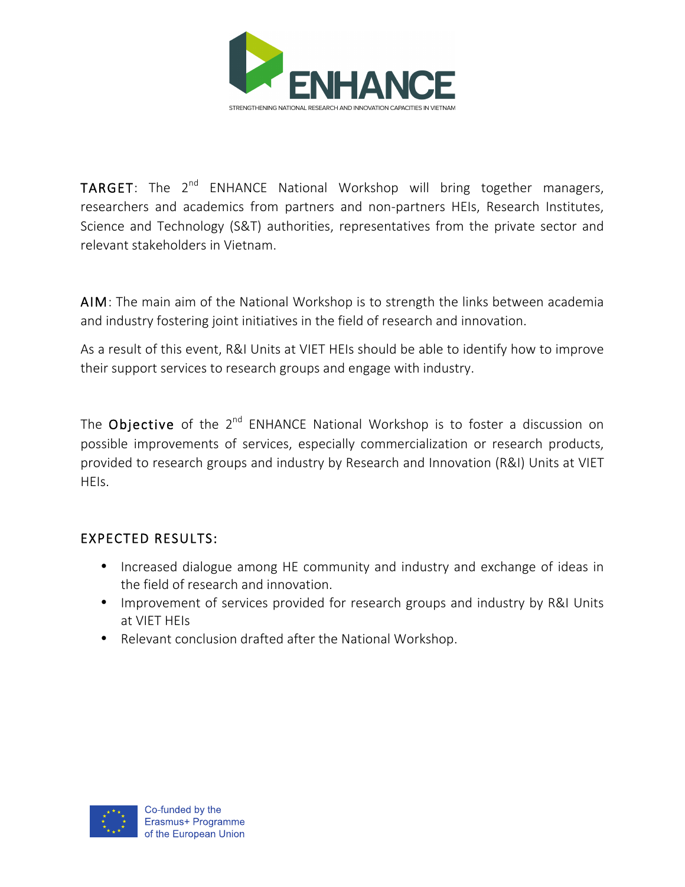**TARGET**: The 2nd ENHANCE National Workshop will bring together managers, researchers and academics from partners and non-partners HEIs, Research Institutes, Science and Technology (S&T) authorities, representatives from the private sector and relevant stakeholders in Vietnam.

**AIM**: The main aim of the National Workshop is to strength the links between academia and industry fostering joint initiatives in the field of research and innovation.

As a result of this event, R&I Units at VIET HEIs should be able to identify how to improve their support services to research groups and engage with industry.

The **Objective** of the 2nd ENHANCE National Workshop is to foster a discussion on possible improvements of services, especially commercialization or research products, provided to research groups and industry by Research and Innovation (R&I) Units at VIET HEIs.

## EXPECTED RESULTS:

- Increased dialogue among HE community and industry and exchange of ideas in the field of research and innovation.
- Improvement of services provided for research groups and industry by R&I Units at VIET HEIs
- Relevant conclusion drafted after the National Workshop.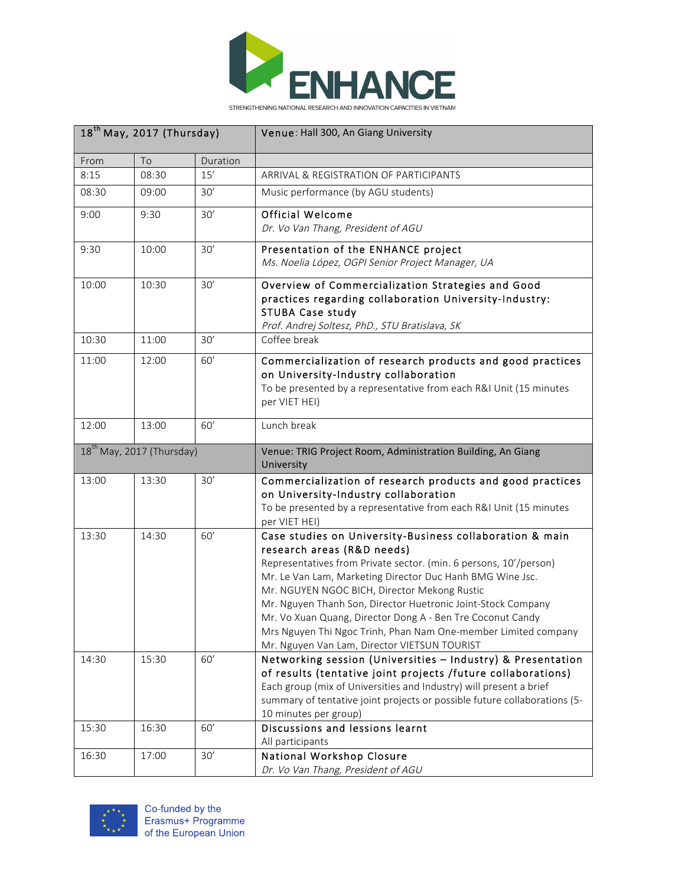ENHANCE

STRENGTHENING NATIONAL RESEARCH AND INNOVATION CAPACITIES IN VIETNAM

| 18th May, 2017 (Thursday) | | | Venue: Hall 300, An Giang University |
|---|---|---|---|
| From | To | Duration | |
| 8:15 | 08:30 | 15' | ARRIVAL & REGISTRATION OF PARTICIPANTS |
| 08:30 | 09:00 | 30' | Music performance (by AGU students) |
| 9:00 | 9:30 | 30' | Official Welcome<br>*Dr. Vo Van Thang, President of AGU* |
| 9:30 | 10:00 | 30' | Presentation of the ENHANCE project<br>*Ms. Noelia López, OGPI Senior Project Manager, UA* |
| 10:00 | 10:30 | 30' | Overview of Commercialization Strategies and Good practices regarding collaboration University-Industry: STUBA Case study<br>*Prof. Andrej Soltesz, PhD., STU Bratislava, SK* |
| 10:30 | 11:00 | 30' | Coffee break |
| 11:00 | 12:00 | 60' | Commercialization of research products and good practices on University-Industry collaboration<br>To be presented by a representative from each R&I Unit (15 minutes per VIET HEI) |
| 12:00 | 13:00 | 60' | Lunch break |
| 18th May, 2017 (Thursday) | | | Venue: TRIG Project Room, Administration Building, An Giang University |
| 13:00 | 13:30 | 30' | Commercialization of research products and good practices on University-Industry collaboration<br>To be presented by a representative from each R&I Unit (15 minutes per VIET HEI) |
| 13:30 | 14:30 | 60' | Case studies on University-Business collaboration & main research areas (R&D needs)<br>Representatives from Private sector. (min. 6 persons, 10'/person)<br>Mr. Le Van Lam, Marketing Director Duc Hanh BMG Wine Jsc.<br>Mr. NGUYEN NGOC BICH, Director Mekong Rustic<br>Mr. Nguyen Thanh Son, Director Huetronic Joint-Stock Company<br>Mr. Vo Xuan Quang, Director Dong A - Ben Tre Coconut Candy<br>Mrs Nguyen Thi Ngoc Trinh, Phan Nam One-member Limited company<br>Mr. Nguyen Van Lam, Director VIETSUN TOURIST |
| 14:30 | 15:30 | 60' | Networking session (Universities – Industry) & Presentation of results (tentative joint projects /future collaborations)<br>Each group (mix of Universities and Industry) will present a brief summary of tentative joint projects or possible future collaborations (5-10 minutes per group) |
| 15:30 | 16:30 | 60' | Discussions and lessions learnt<br>All participants |
| 16:30 | 17:00 | 30' | National Workshop Closure<br>*Dr. Vo Van Thang, President of AGU* |

Co-funded by the Erasmus+ Programme of the European Union